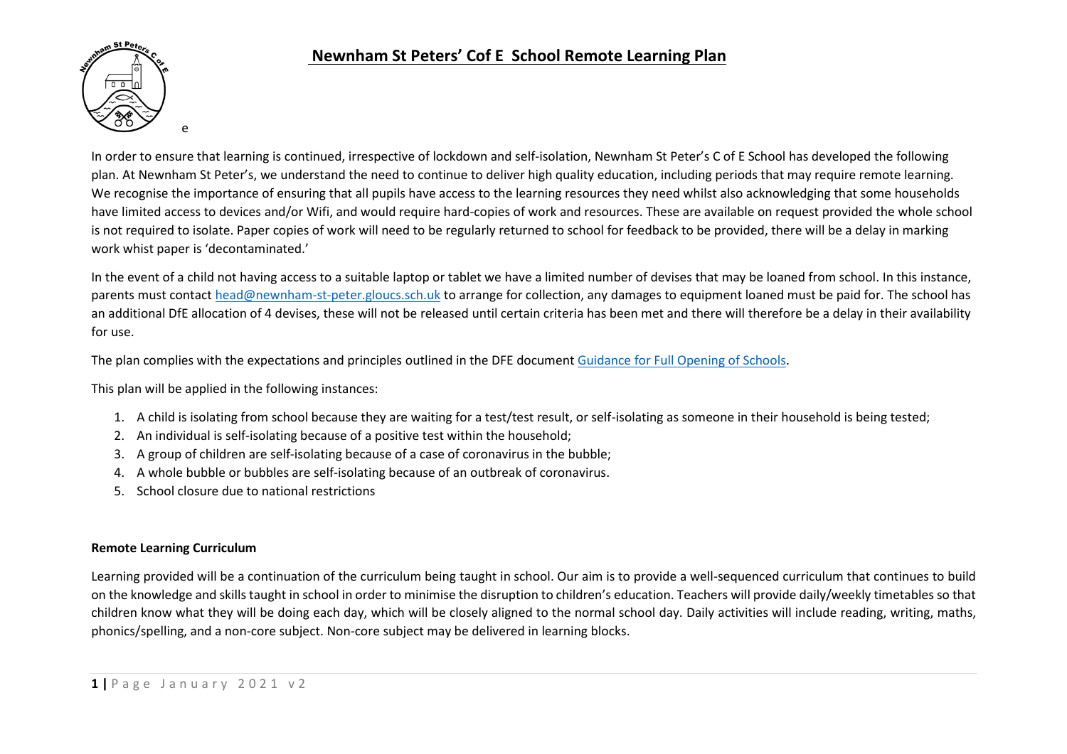# Newnham St Peters' Cof E School Remote Learning Plan

e

In order to ensure that learning is continued, irrespective of lockdown and self-isolation, Newnham St Peter's C of E School has developed the following plan. At Newnham St Peter's, we understand the need to continue to deliver high quality education, including periods that may require remote learning. We recognise the importance of ensuring that all pupils have access to the learning resources they need whilst also acknowledging that some households have limited access to devices and/or Wifi, and would require hard-copies of work and resources. These are available on request provided the whole school is not required to isolate. Paper copies of work will need to be regularly returned to school for feedback to be provided, there will be a delay in marking work whist paper is 'decontaminated.'

In the event of a child not having access to a suitable laptop or tablet we have a limited number of devises that may be loaned from school. In this instance, parents must contact head@newnham-st-peter.gloucs.sch.uk to arrange for collection, any damages to equipment loaned must be paid for. The school has an additional DfE allocation of 4 devises, these will not be released until certain criteria has been met and there will therefore be a delay in their availability for use.

The plan complies with the expectations and principles outlined in the DFE document Guidance for Full Opening of Schools.

This plan will be applied in the following instances:

1. A child is isolating from school because they are waiting for a test/test result, or self-isolating as someone in their household is being tested;
2. An individual is self-isolating because of a positive test within the household;
3. A group of children are self-isolating because of a case of coronavirus in the bubble;
4. A whole bubble or bubbles are self-isolating because of an outbreak of coronavirus.
5. School closure due to national restrictions

**Remote Learning Curriculum**

Learning provided will be a continuation of the curriculum being taught in school. Our aim is to provide a well-sequenced curriculum that continues to build on the knowledge and skills taught in school in order to minimise the disruption to children's education. Teachers will provide daily/weekly timetables so that children know what they will be doing each day, which will be closely aligned to the normal school day. Daily activities will include reading, writing, maths, phonics/spelling, and a non-core subject. Non-core subject may be delivered in learning blocks.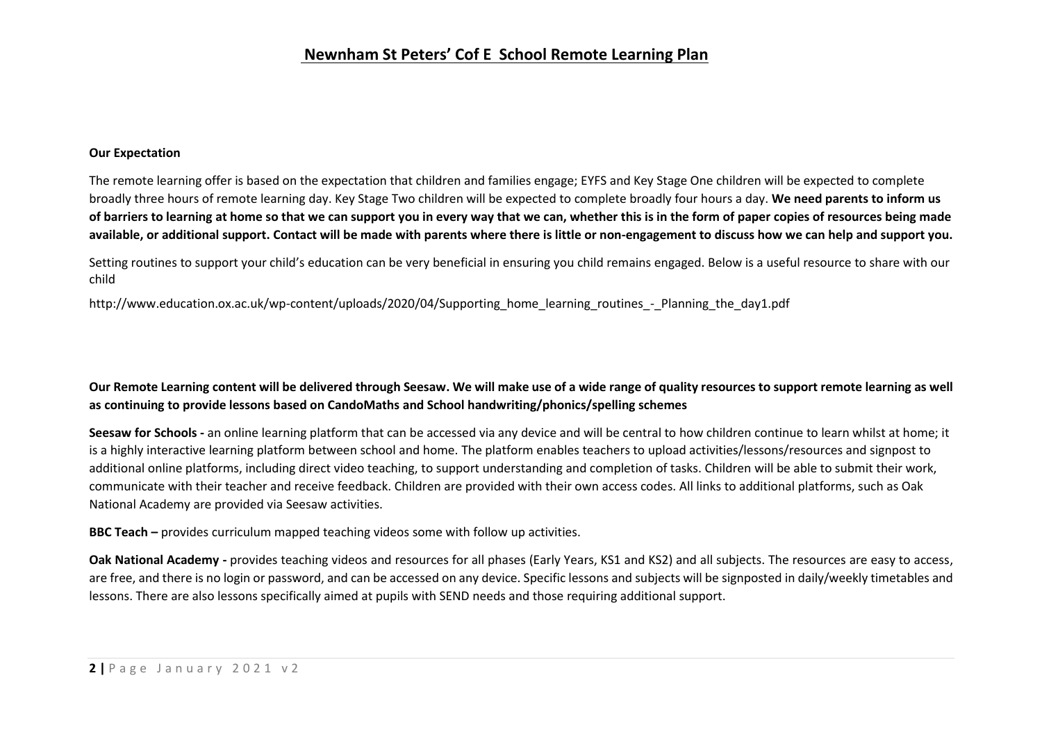# Newnham St Peters' Cof E School Remote Learning Plan

**Our Expectation**

The remote learning offer is based on the expectation that children and families engage; EYFS and Key Stage One children will be expected to complete broadly three hours of remote learning day. Key Stage Two children will be expected to complete broadly four hours a day. **We need parents to inform us of barriers to learning at home so that we can support you in every way that we can, whether this is in the form of paper copies of resources being made available, or additional support. Contact will be made with parents where there is little or non-engagement to discuss how we can help and support you.**

Setting routines to support your child's education can be very beneficial in ensuring you child remains engaged. Below is a useful resource to share with our child

http://www.education.ox.ac.uk/wp-content/uploads/2020/04/Supporting_home_learning_routines_-_Planning_the_day1.pdf

**Our Remote Learning content will be delivered through Seesaw. We will make use of a wide range of quality resources to support remote learning as well as continuing to provide lessons based on CandoMaths and School handwriting/phonics/spelling schemes**

**Seesaw for Schools -** an online learning platform that can be accessed via any device and will be central to how children continue to learn whilst at home; it is a highly interactive learning platform between school and home. The platform enables teachers to upload activities/lessons/resources and signpost to additional online platforms, including direct video teaching, to support understanding and completion of tasks. Children will be able to submit their work, communicate with their teacher and receive feedback. Children are provided with their own access codes. All links to additional platforms, such as Oak National Academy are provided via Seesaw activities.

**BBC Teach –** provides curriculum mapped teaching videos some with follow up activities.

**Oak National Academy -** provides teaching videos and resources for all phases (Early Years, KS1 and KS2) and all subjects. The resources are easy to access, are free, and there is no login or password, and can be accessed on any device. Specific lessons and subjects will be signposted in daily/weekly timetables and lessons. There are also lessons specifically aimed at pupils with SEND needs and those requiring additional support.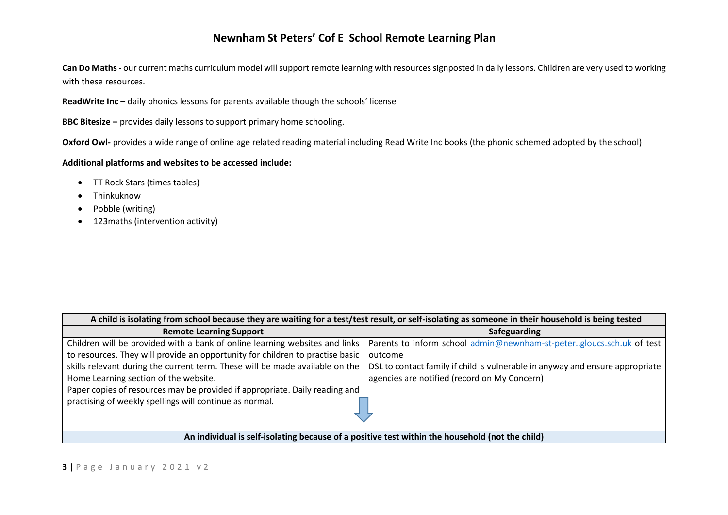# Newnham St Peters' Cof E School Remote Learning Plan

**Can Do Maths -** our current maths curriculum model will support remote learning with resources signposted in daily lessons. Children are very used to working with these resources.

**ReadWrite Inc** – daily phonics lessons for parents available though the schools' license

**BBC Bitesize –** provides daily lessons to support primary home schooling.

**Oxford Owl-** provides a wide range of online age related reading material including Read Write Inc books (the phonic schemed adopted by the school)

**Additional platforms and websites to be accessed include:**

- TT Rock Stars (times tables)
- Thinkuknow
- Pobble (writing)
- 123maths (intervention activity)

| A child is isolating from school because they are waiting for a test/test result, or self-isolating as someone in their household is being tested | |
|---|---|
| **Remote Learning Support** | **Safeguarding** |
| Children will be provided with a bank of online learning websites and links to resources. They will provide an opportunity for children to practise basic skills relevant during the current term. These will be made available on the Home Learning section of the website.<br>Paper copies of resources may be provided if appropriate. Daily reading and practising of weekly spellings will continue as normal. | Parents to inform school admin@newnham-st-peter..gloucs.sch.uk of test outcome<br>DSL to contact family if child is vulnerable in anyway and ensure appropriate agencies are notified (record on My Concern) |
| **An individual is self-isolating because of a positive test within the household (not the child)** | |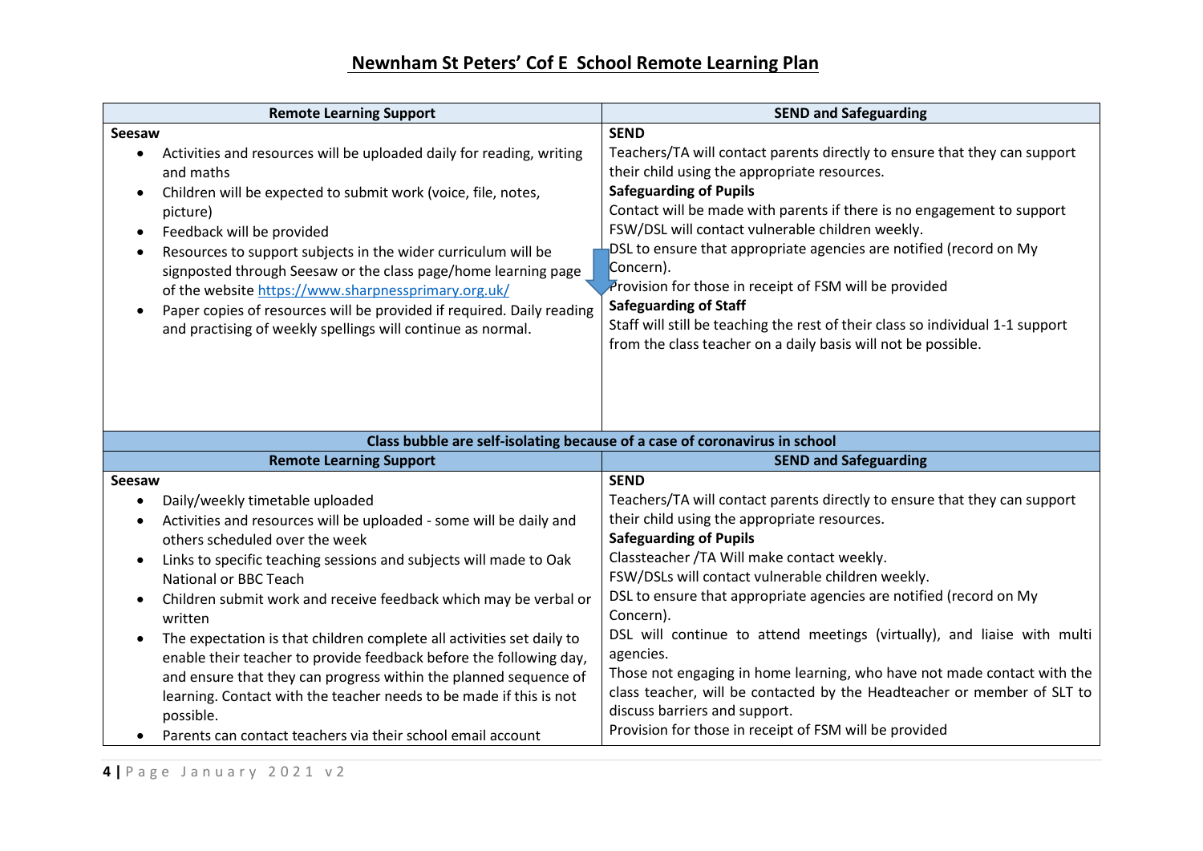# Newnham St Peters' Cof E School Remote Learning Plan

| Remote Learning Support | SEND and Safeguarding |
|---|---|
| **Seesaw**<br>• Activities and resources will be uploaded daily for reading, writing and maths<br>• Children will be expected to submit work (voice, file, notes, picture)<br>• Feedback will be provided<br>• Resources to support subjects in the wider curriculum will be signposted through Seesaw or the class page/home learning page of the website [https://www.sharpnessprimary.org.uk/](https://www.sharpnessprimary.org.uk/)<br>• Paper copies of resources will be provided if required. Daily reading and practising of weekly spellings will continue as normal. | **SEND**<br>Teachers/TA will contact parents directly to ensure that they can support their child using the appropriate resources.<br>**Safeguarding of Pupils**<br>Contact will be made with parents if there is no engagement to support<br>FSW/DSL will contact vulnerable children weekly.<br>DSL to ensure that appropriate agencies are notified (record on My Concern).<br>Provision for those in receipt of FSM will be provided<br>**Safeguarding of Staff**<br>Staff will still be teaching the rest of their class so individual 1-1 support from the class teacher on a daily basis will not be possible. |

**Class bubble are self-isolating because of a case of coronavirus in school**

| Remote Learning Support | SEND and Safeguarding |
|---|---|
| **Seesaw**<br>• Daily/weekly timetable uploaded<br>• Activities and resources will be uploaded - some will be daily and others scheduled over the week<br>• Links to specific teaching sessions and subjects will made to Oak National or BBC Teach<br>• Children submit work and receive feedback which may be verbal or written<br>• The expectation is that children complete all activities set daily to enable their teacher to provide feedback before the following day, and ensure that they can progress within the planned sequence of learning. Contact with the teacher needs to be made if this is not possible.<br>• Parents can contact teachers via their school email account | **SEND**<br>Teachers/TA will contact parents directly to ensure that they can support their child using the appropriate resources.<br>**Safeguarding of Pupils**<br>Classteacher /TA Will make contact weekly.<br>FSW/DSLs will contact vulnerable children weekly.<br>DSL to ensure that appropriate agencies are notified (record on My Concern).<br>DSL will continue to attend meetings (virtually), and liaise with multi agencies.<br>Those not engaging in home learning, who have not made contact with the class teacher, will be contacted by the Headteacher or member of SLT to discuss barriers and support.<br>Provision for those in receipt of FSM will be provided |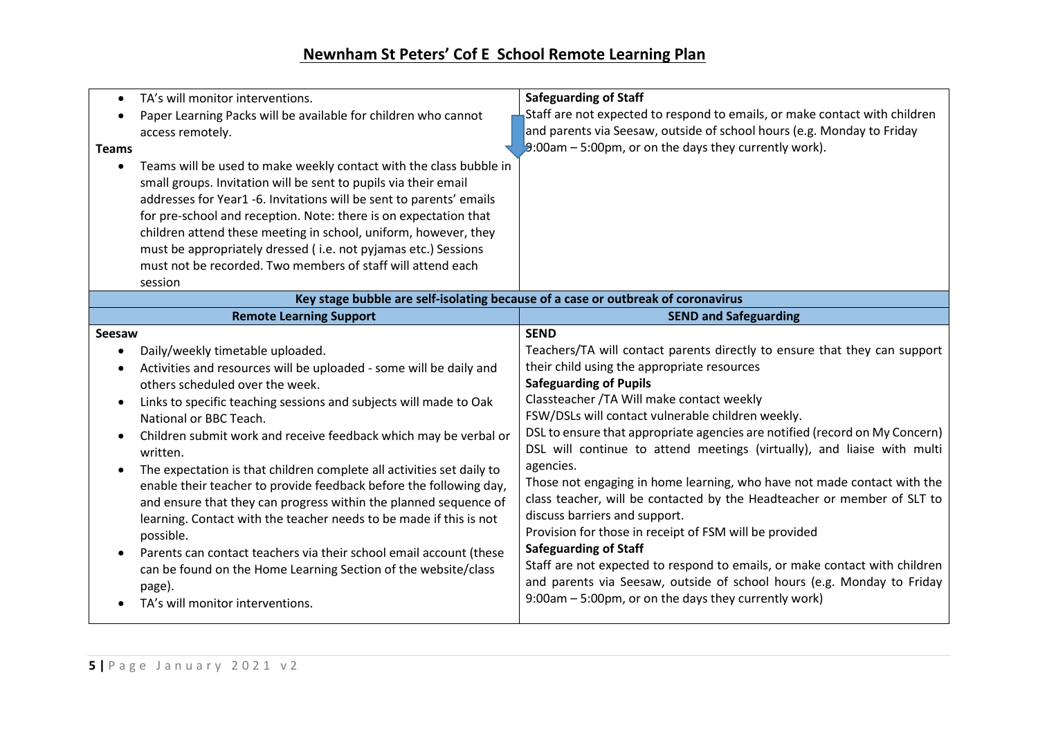## Newnham St Peters' Cof E School Remote Learning Plan

| | |
|---|---|
| • TA's will monitor interventions.<br>• Paper Learning Packs will be available for children who cannot access remotely.<br>**Teams**<br>• Teams will be used to make weekly contact with the class bubble in small groups. Invitation will be sent to pupils via their email addresses for Year1 -6. Invitations will be sent to parents' emails for pre-school and reception. Note: there is on expectation that children attend these meeting in school, uniform, however, they must be appropriately dressed ( i.e. not pyjamas etc.) Sessions must not be recorded. Two members of staff will attend each session | **Safeguarding of Staff**<br>Staff are not expected to respond to emails, or make contact with children and parents via Seesaw, outside of school hours (e.g. Monday to Friday 9:00am – 5:00pm, or on the days they currently work). |
| **Key stage bubble are self-isolating because of a case or outbreak of coronavirus** | |
| **Remote Learning Support** | **SEND and Safeguarding** |
| **Seesaw**<br>• Daily/weekly timetable uploaded.<br>• Activities and resources will be uploaded - some will be daily and others scheduled over the week.<br>• Links to specific teaching sessions and subjects will made to Oak National or BBC Teach.<br>• Children submit work and receive feedback which may be verbal or written.<br>• The expectation is that children complete all activities set daily to enable their teacher to provide feedback before the following day, and ensure that they can progress within the planned sequence of learning. Contact with the teacher needs to be made if this is not possible.<br>• Parents can contact teachers via their school email account (these can be found on the Home Learning Section of the website/class page).<br>• TA's will monitor interventions. | **SEND**<br>Teachers/TA will contact parents directly to ensure that they can support their child using the appropriate resources<br>**Safeguarding of Pupils**<br>Classteacher /TA Will make contact weekly<br>FSW/DSLs will contact vulnerable children weekly.<br>DSL to ensure that appropriate agencies are notified (record on My Concern)<br>DSL will continue to attend meetings (virtually), and liaise with multi agencies.<br>Those not engaging in home learning, who have not made contact with the class teacher, will be contacted by the Headteacher or member of SLT to discuss barriers and support.<br>Provision for those in receipt of FSM will be provided<br>**Safeguarding of Staff**<br>Staff are not expected to respond to emails, or make contact with children and parents via Seesaw, outside of school hours (e.g. Monday to Friday 9:00am – 5:00pm, or on the days they currently work) |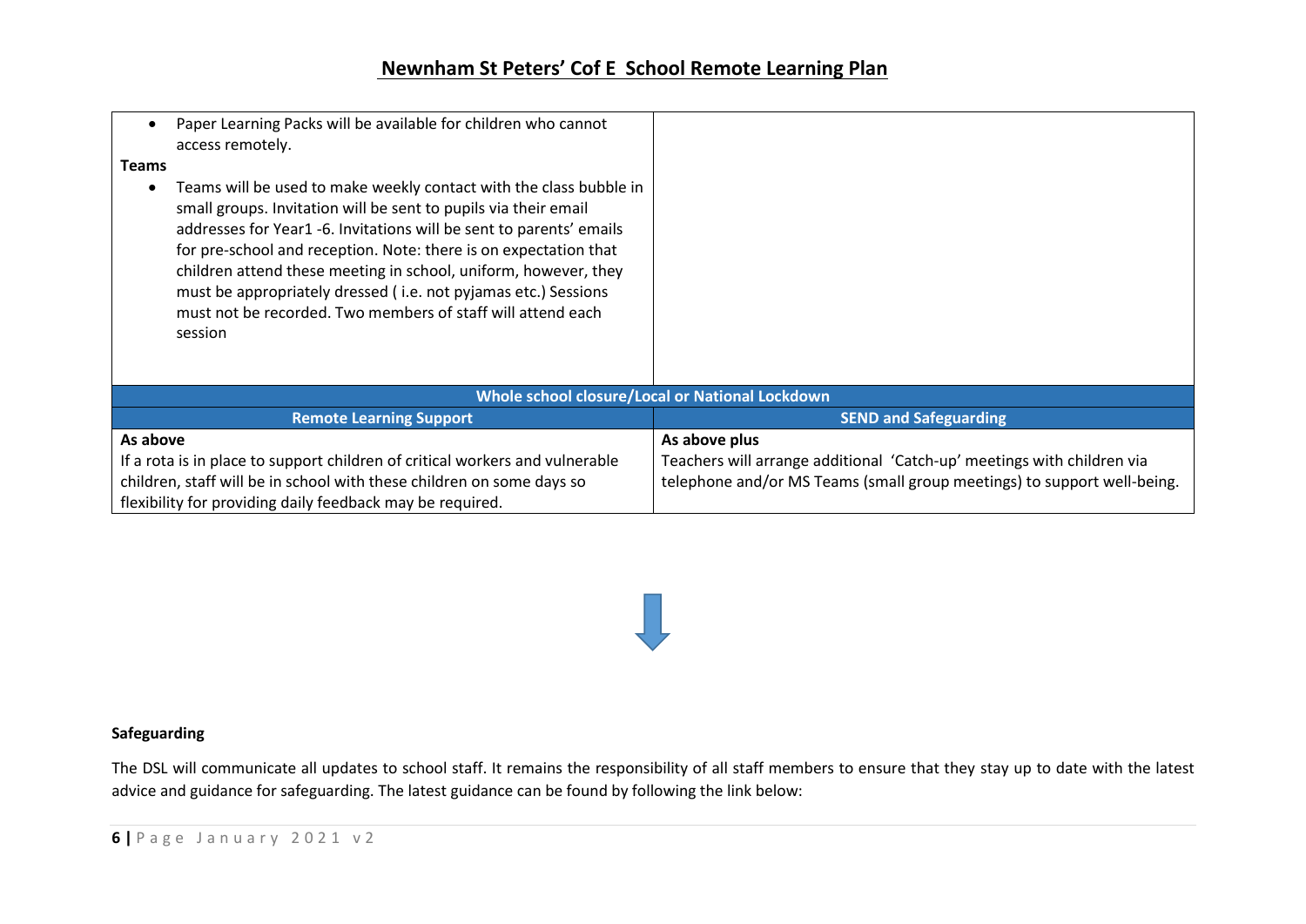| | |
|---|---|
| • Paper Learning Packs will be available for children who cannot access remotely.<br>**Teams**<br>• Teams will be used to make weekly contact with the class bubble in small groups. Invitation will be sent to pupils via their email addresses for Year1 -6. Invitations will be sent to parents' emails for pre-school and reception. Note: there is on expectation that children attend these meeting in school, uniform, however, they must be appropriately dressed ( i.e. not pyjamas etc.) Sessions must not be recorded. Two members of staff will attend each session | |

| **Whole school closure/Local or National Lockdown** | |
|---|---|
| **Remote Learning Support** | **SEND and Safeguarding** |
| **As above**<br>If a rota is in place to support children of critical workers and vulnerable children, staff will be in school with these children on some days so flexibility for providing daily feedback may be required. | **As above plus**<br>Teachers will arrange additional 'Catch-up' meetings with children via telephone and/or MS Teams (small group meetings) to support well-being. |

**Safeguarding**

The DSL will communicate all updates to school staff. It remains the responsibility of all staff members to ensure that they stay up to date with the latest advice and guidance for safeguarding. The latest guidance can be found by following the link below: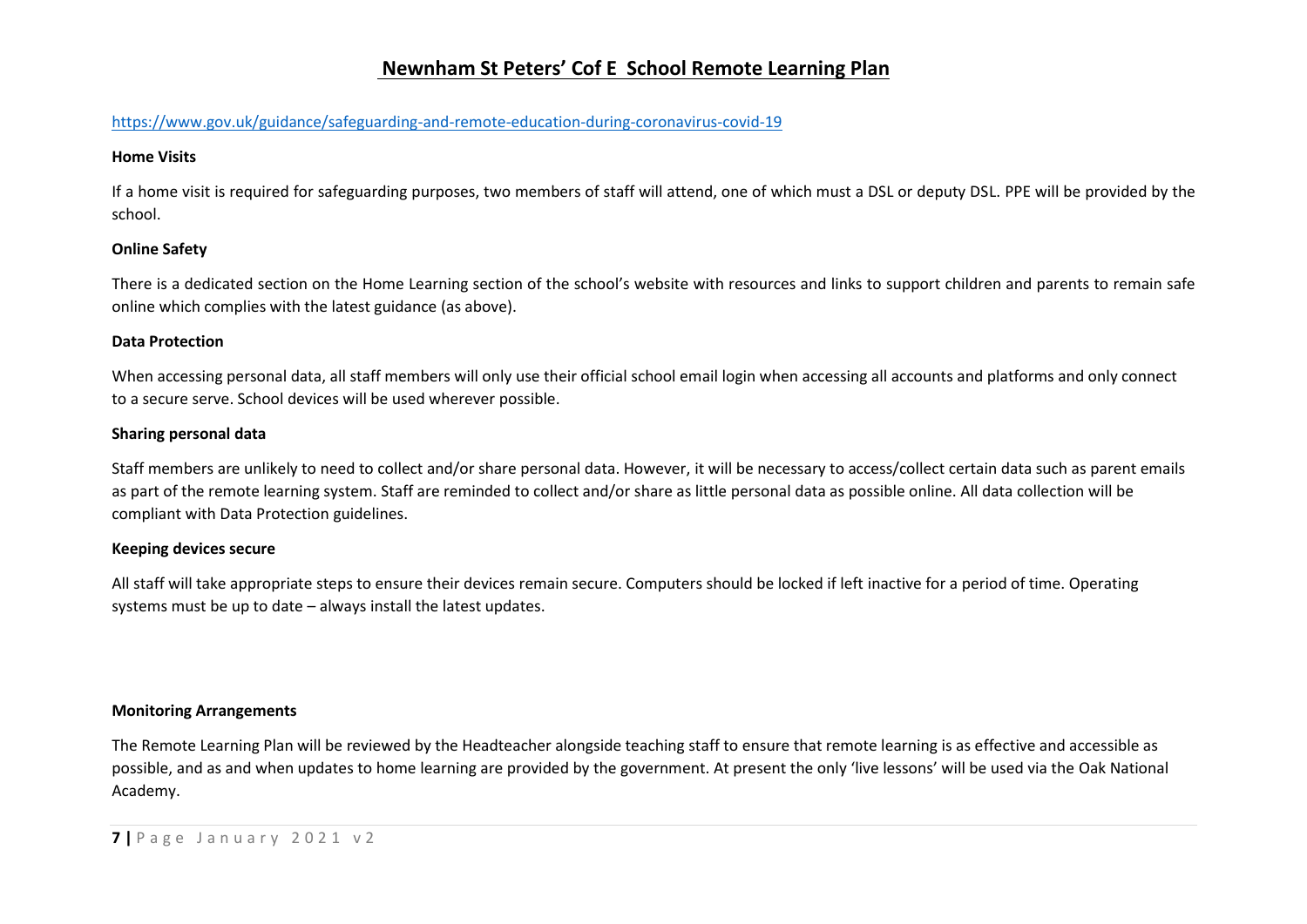# Newnham St Peters' Cof E School Remote Learning Plan

https://www.gov.uk/guidance/safeguarding-and-remote-education-during-coronavirus-covid-19

**Home Visits**

If a home visit is required for safeguarding purposes, two members of staff will attend, one of which must a DSL or deputy DSL. PPE will be provided by the school.

**Online Safety**

There is a dedicated section on the Home Learning section of the school's website with resources and links to support children and parents to remain safe online which complies with the latest guidance (as above).

**Data Protection**

When accessing personal data, all staff members will only use their official school email login when accessing all accounts and platforms and only connect to a secure serve. School devices will be used wherever possible.

**Sharing personal data**

Staff members are unlikely to need to collect and/or share personal data. However, it will be necessary to access/collect certain data such as parent emails as part of the remote learning system. Staff are reminded to collect and/or share as little personal data as possible online. All data collection will be compliant with Data Protection guidelines.

**Keeping devices secure**

All staff will take appropriate steps to ensure their devices remain secure. Computers should be locked if left inactive for a period of time. Operating systems must be up to date – always install the latest updates.

**Monitoring Arrangements**

The Remote Learning Plan will be reviewed by the Headteacher alongside teaching staff to ensure that remote learning is as effective and accessible as possible, and as and when updates to home learning are provided by the government. At present the only 'live lessons' will be used via the Oak National Academy.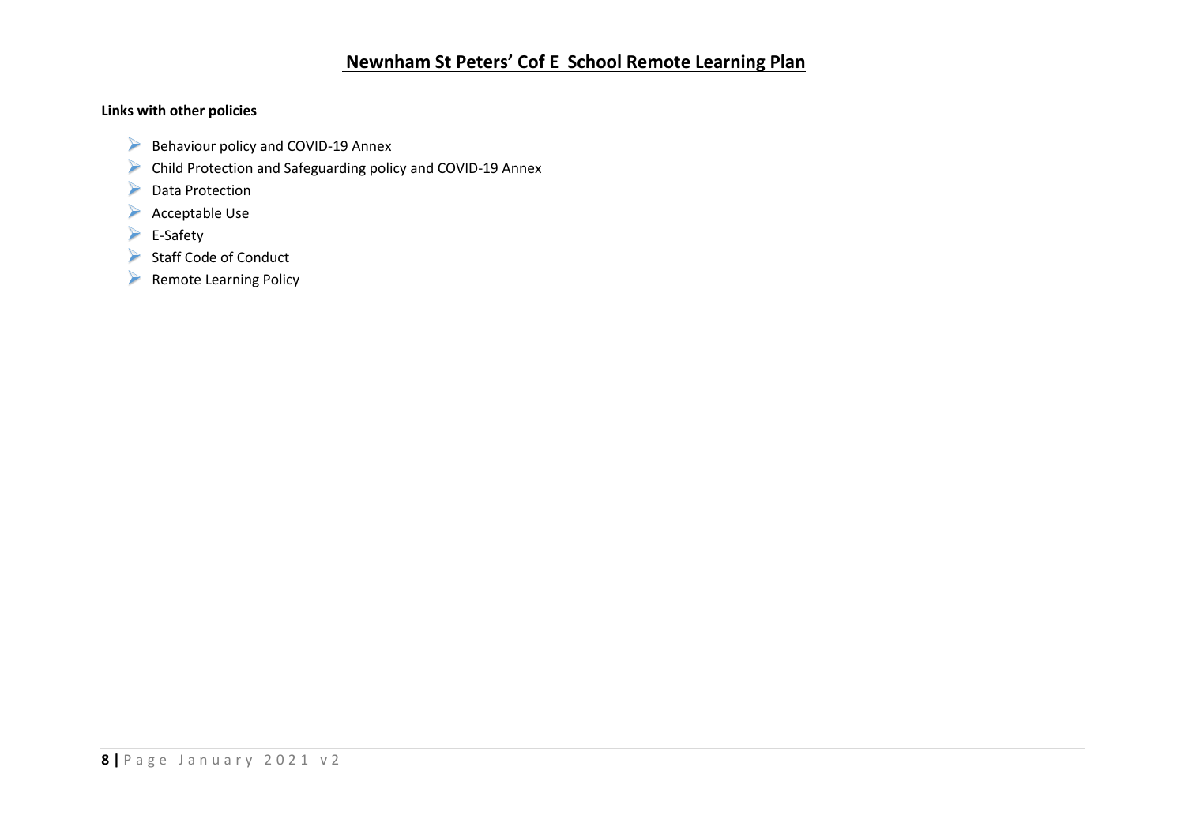# Newnham St Peters' Cof E School Remote Learning Plan

**Links with other policies**

- Behaviour policy and COVID-19 Annex
- Child Protection and Safeguarding policy and COVID-19 Annex
- Data Protection
- Acceptable Use
- E-Safety
- Staff Code of Conduct
- Remote Learning Policy